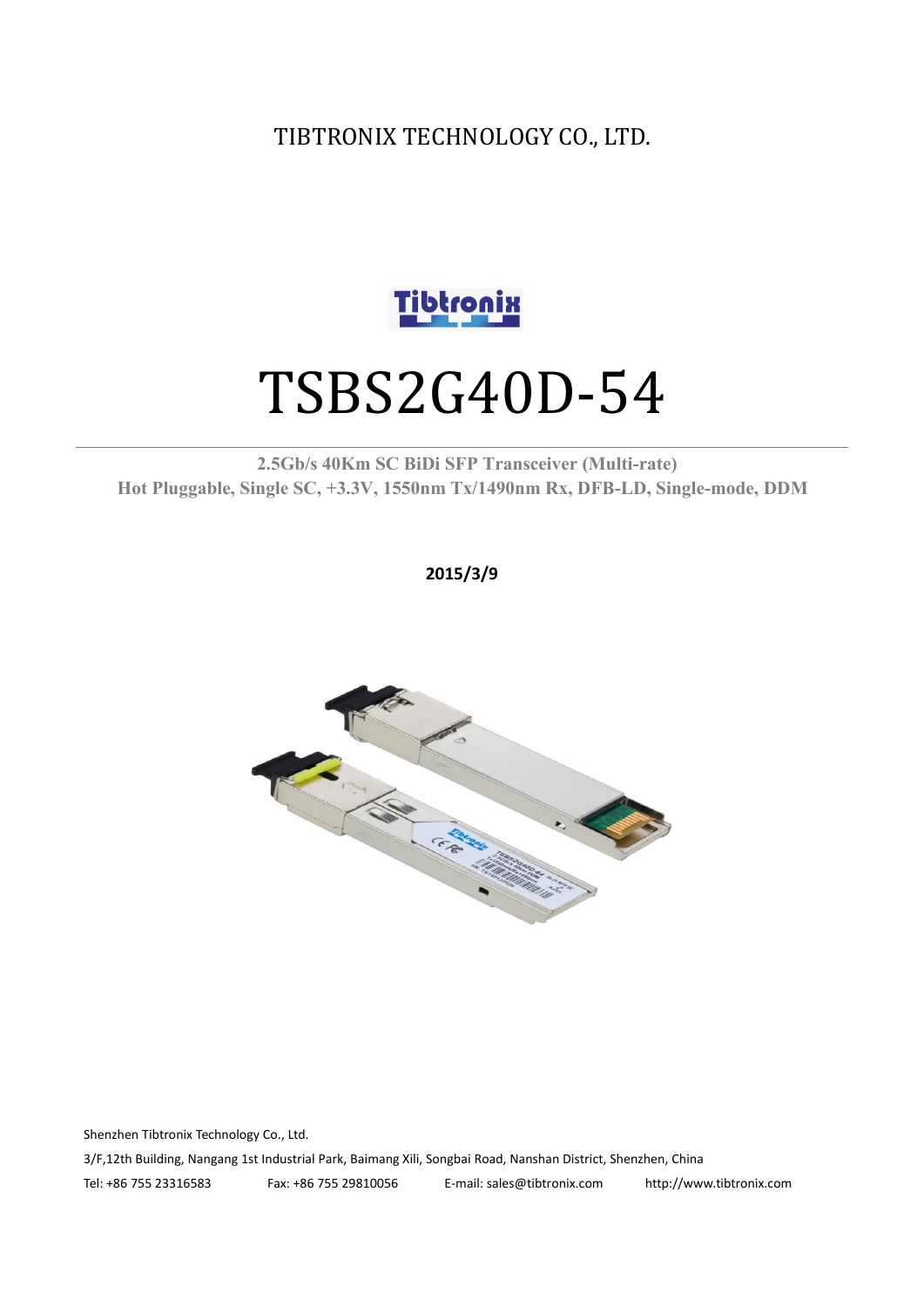TIBTRONIX TECHNOLOGY CO., LTD.

# TSBS2G40D-54

**2.5Gb/s 40Km SC BiDi SFP Transceiver (Multi-rate)**
**Hot Pluggable, Single SC, +3.3V, 1550nm Tx/1490nm Rx, DFB-LD, Single-mode, DDM**

**2015/3/9**

Shenzhen Tibtronix Technology Co., Ltd.

3/F,12th Building, Nangang 1st Industrial Park, Baimang Xili, Songbai Road, Nanshan District, Shenzhen, China

Tel: +86 755 23316583 Fax: +86 755 29810056 E-mail: sales@tibtronix.com http://www.tibtronix.com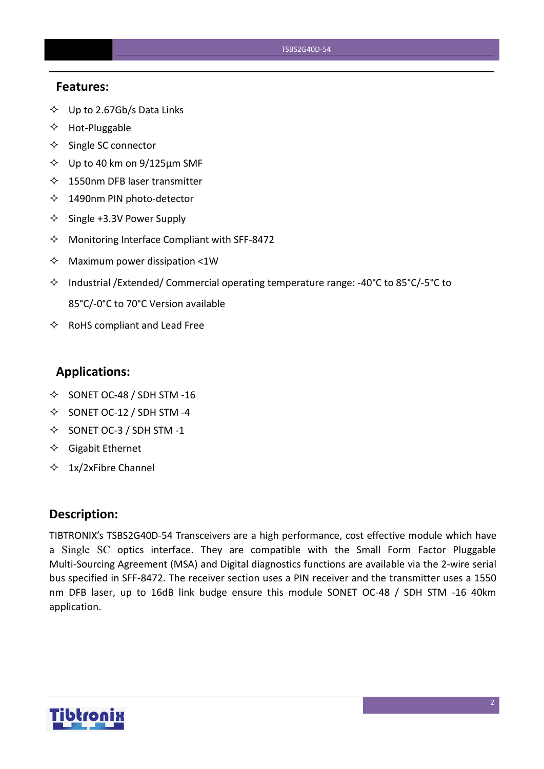## Features:

- ✧ Up to 2.67Gb/s Data Links
- ✧ Hot-Pluggable
- ✧ Single SC connector
- ✧ Up to 40 km on 9/125µm SMF
- ✧ 1550nm DFB laser transmitter
- ✧ 1490nm PIN photo-detector
- ✧ Single +3.3V Power Supply
- ✧ Monitoring Interface Compliant with SFF-8472
- ✧ Maximum power dissipation <1W
- ✧ Industrial /Extended/ Commercial operating temperature range: -40°C to 85°C/-5°C to 85°C/-0°C to 70°C Version available
- ✧ RoHS compliant and Lead Free

## Applications:

- ✧ SONET OC-48 / SDH STM -16
- ✧ SONET OC-12 / SDH STM -4
- ✧ SONET OC-3 / SDH STM -1
- ✧ Gigabit Ethernet
- ✧ 1x/2xFibre Channel

## Description:

TIBTRONIX's TSBS2G40D-54 Transceivers are a high performance, cost effective module which have a Single SC optics interface. They are compatible with the Small Form Factor Pluggable Multi-Sourcing Agreement (MSA) and Digital diagnostics functions are available via the 2-wire serial bus specified in SFF-8472. The receiver section uses a PIN receiver and the transmitter uses a 1550 nm DFB laser, up to 16dB link budge ensure this module SONET OC-48 / SDH STM -16 40km application.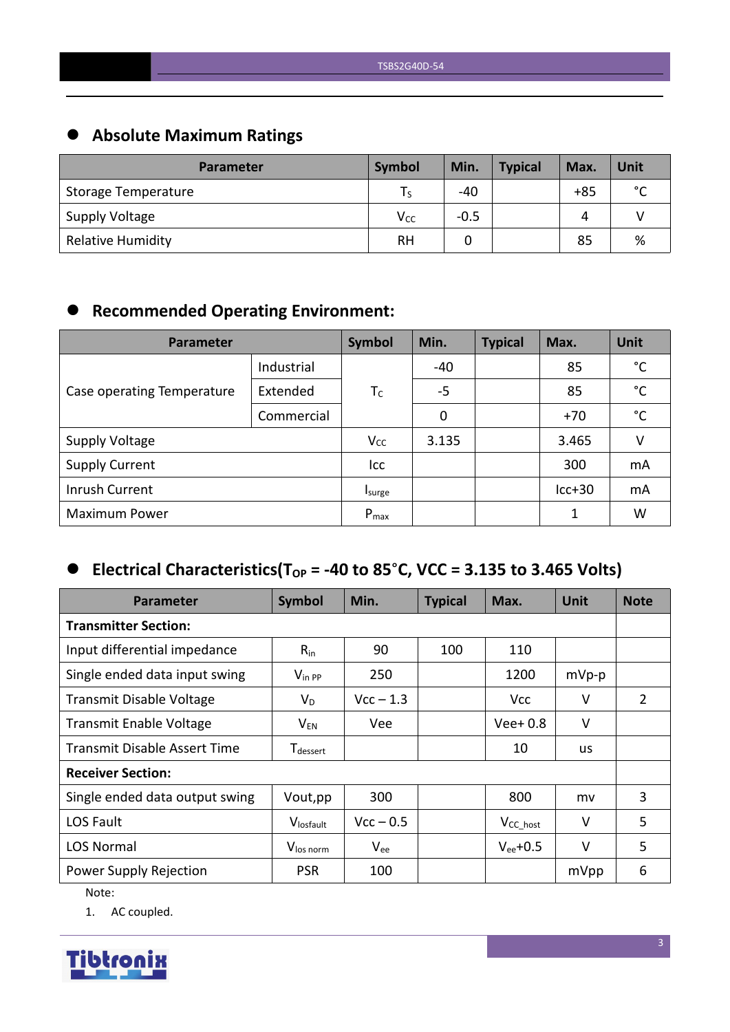## Absolute Maximum Ratings

| Parameter | Symbol | Min. | Typical | Max. | Unit |
|---|---|---|---|---|---|
| Storage Temperature | $T_S$ | -40 | | +85 | °C |
| Supply Voltage | $V_{CC}$ | -0.5 | | 4 | V |
| Relative Humidity | RH | 0 | | 85 | % |

## Recommended Operating Environment:

| Parameter | | Symbol | Min. | Typical | Max. | Unit |
|---|---|---|---|---|---|---|
| Case operating Temperature | Industrial | $T_C$ | -40 | | 85 | °C |
| | Extended | | -5 | | 85 | °C |
| | Commercial | | 0 | | +70 | °C |
| Supply Voltage | | $V_{CC}$ | 3.135 | | 3.465 | V |
| Supply Current | | Icc | | | 300 | mA |
| Inrush Current | | $I_{surge}$ | | | Icc+30 | mA |
| Maximum Power | | $P_{max}$ | | | 1 | W |

## Electrical Characteristics($T_{OP}$ = -40 to 85°C, VCC = 3.135 to 3.465 Volts)

| Parameter | Symbol | Min. | Typical | Max. | Unit | Note |
|---|---|---|---|---|---|---|
| **Transmitter Section:** | | | | | | |
| Input differential impedance | $R_{in}$ | 90 | 100 | 110 | | |
| Single ended data input swing | $V_{in\ PP}$ | 250 | | 1200 | mVp-p | |
| Transmit Disable Voltage | $V_D$ | Vcc – 1.3 | | Vcc | V | 2 |
| Transmit Enable Voltage | $V_{EN}$ | Vee | | Vee+ 0.8 | V | |
| Transmit Disable Assert Time | $T_{dessert}$ | | | 10 | us | |
| **Receiver Section:** | | | | | | |
| Single ended data output swing | Vout,pp | 300 | | 800 | mv | 3 |
| LOS Fault | $V_{losfault}$ | Vcc – 0.5 | | $V_{CC\_host}$ | V | 5 |
| LOS Normal | $V_{los\ norm}$ | $V_{ee}$ | | $V_{ee}$+0.5 | V | 5 |
| Power Supply Rejection | PSR | 100 | | | mVpp | 6 |

Note:

1. AC coupled.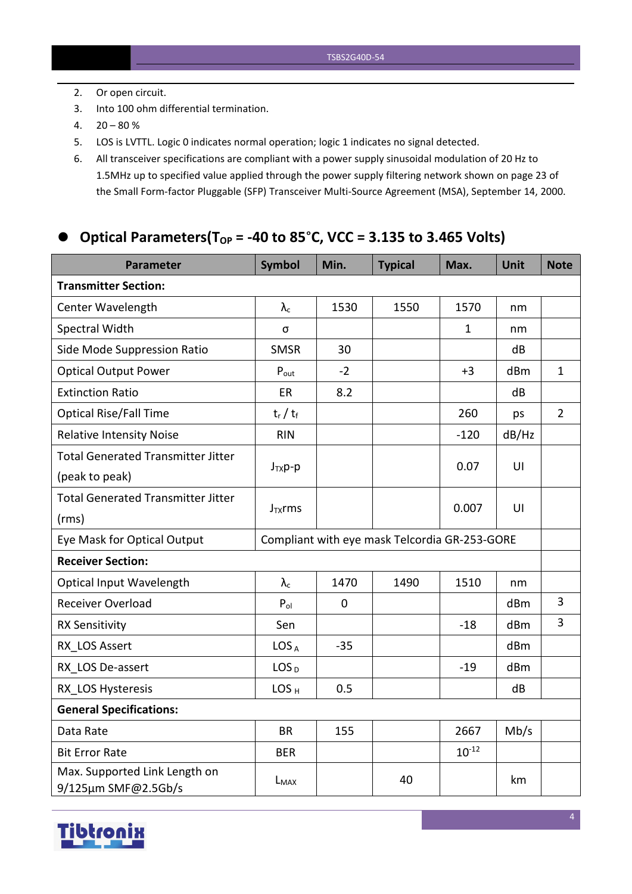2. Or open circuit.
3. Into 100 ohm differential termination.
4. 20 – 80 %
5. LOS is LVTTL. Logic 0 indicates normal operation; logic 1 indicates no signal detected.
6. All transceiver specifications are compliant with a power supply sinusoidal modulation of 20 Hz to 1.5MHz up to specified value applied through the power supply filtering network shown on page 23 of the Small Form-factor Pluggable (SFP) Transceiver Multi-Source Agreement (MSA), September 14, 2000.

## Optical Parameters($T_{OP}$ = -40 to 85°C, VCC = 3.135 to 3.465 Volts)

| Parameter | Symbol | Min. | Typical | Max. | Unit | Note |
|---|---|---|---|---|---|---|
| **Transmitter Section:** | | | | | | |
| Center Wavelength | $\lambda_c$ | 1530 | 1550 | 1570 | nm | |
| Spectral Width | σ | | | 1 | nm | |
| Side Mode Suppression Ratio | SMSR | 30 | | | dB | |
| Optical Output Power | $P_{out}$ | -2 | | +3 | dBm | 1 |
| Extinction Ratio | ER | 8.2 | | | dB | |
| Optical Rise/Fall Time | $t_r$ / $t_f$ | | | 260 | ps | 2 |
| Relative Intensity Noise | RIN | | | -120 | dB/Hz | |
| Total Generated Transmitter Jitter (peak to peak) | $J_{TX}$p-p | | | 0.07 | UI | |
| Total Generated Transmitter Jitter (rms) | $J_{TX}$rms | | | 0.007 | UI | |
| Eye Mask for Optical Output | Compliant with eye mask Telcordia GR-253-GORE | | | | | |
| **Receiver Section:** | | | | | | |
| Optical Input Wavelength | $\lambda_c$ | 1470 | 1490 | 1510 | nm | |
| Receiver Overload | $P_{ol}$ | 0 | | | dBm | 3 |
| RX Sensitivity | Sen | | | -18 | dBm | 3 |
| RX_LOS Assert | $LOS_A$ | -35 | | | dBm | |
| RX_LOS De-assert | $LOS_D$ | | | -19 | dBm | |
| RX_LOS Hysteresis | $LOS_H$ | 0.5 | | | dB | |
| **General Specifications:** | | | | | | |
| Data Rate | BR | 155 | | 2667 | Mb/s | |
| Bit Error Rate | BER | | | $10^{-12}$ | | |
| Max. Supported Link Length on 9/125µm SMF@2.5Gb/s | $L_{MAX}$ | | 40 | | km | |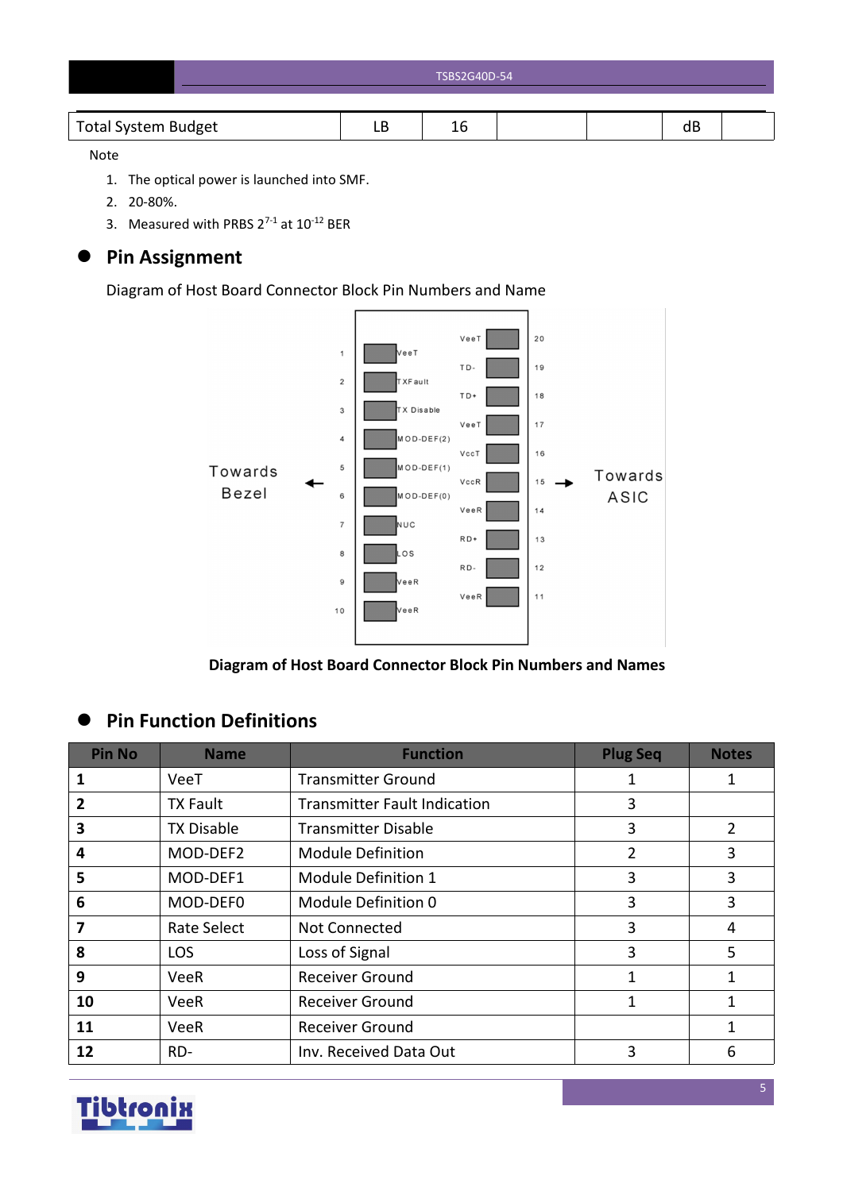| Total System Budget | LB | 16 | | | dB | |
|---|---|---|---|---|---|---|

Note

1. The optical power is launched into SMF.
2. 20-80%.
3. Measured with PRBS $2^{7-1}$ at $10^{-12}$ BER

## Pin Assignment

Diagram of Host Board Connector Block Pin Numbers and Name

Towards Bezel ← | → Towards ASIC

| Pin | Name | Name | Pin |
|---|---|---|---|
| | | VeeT | 20 |
| 1 | VeeT | TD- | 19 |
| 2 | TXFault | TD+ | 18 |
| 3 | TX Disable | VeeT | 17 |
| 4 | MOD-DEF(2) | VccT | 16 |
| 5 | MOD-DEF(1) | VccR | 15 |
| 6 | MOD-DEF(0) | VeeR | 14 |
| 7 | NUC | RD+ | 13 |
| 8 | LOS | RD- | 12 |
| 9 | VeeR | VeeR | 11 |
| 10 | VeeR | | |

**Diagram of Host Board Connector Block Pin Numbers and Names**

## Pin Function Definitions

| Pin No | Name | Function | Plug Seq | Notes |
|---|---|---|---|---|
| **1** | VeeT | Transmitter Ground | 1 | 1 |
| **2** | TX Fault | Transmitter Fault Indication | 3 | |
| **3** | TX Disable | Transmitter Disable | 3 | 2 |
| **4** | MOD-DEF2 | Module Definition | 2 | 3 |
| **5** | MOD-DEF1 | Module Definition 1 | 3 | 3 |
| **6** | MOD-DEF0 | Module Definition 0 | 3 | 3 |
| **7** | Rate Select | Not Connected | 3 | 4 |
| **8** | LOS | Loss of Signal | 3 | 5 |
| **9** | VeeR | Receiver Ground | 1 | 1 |
| **10** | VeeR | Receiver Ground | 1 | 1 |
| **11** | VeeR | Receiver Ground | | 1 |
| **12** | RD- | Inv. Received Data Out | 3 | 6 |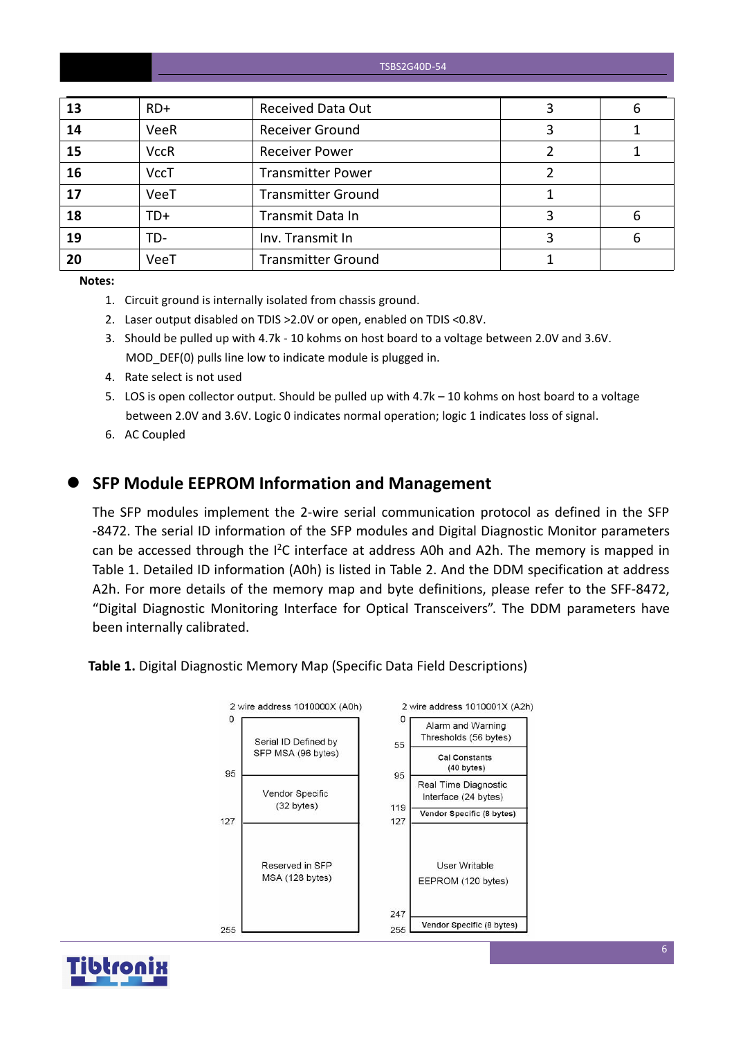| 13 | RD+ | Received Data Out | 3 | 6 |
|---|---|---|---|---|
| 14 | VeeR | Receiver Ground | 3 | 1 |
| 15 | VccR | Receiver Power | 2 | 1 |
| 16 | VccT | Transmitter Power | 2 | |
| 17 | VeeT | Transmitter Ground | 1 | |
| 18 | TD+ | Transmit Data In | 3 | 6 |
| 19 | TD- | Inv. Transmit In | 3 | 6 |
| 20 | VeeT | Transmitter Ground | 1 | |

**Notes:**

1. Circuit ground is internally isolated from chassis ground.
2. Laser output disabled on TDIS >2.0V or open, enabled on TDIS <0.8V.
3. Should be pulled up with 4.7k - 10 kohms on host board to a voltage between 2.0V and 3.6V. MOD_DEF(0) pulls line low to indicate module is plugged in.
4. Rate select is not used
5. LOS is open collector output. Should be pulled up with 4.7k – 10 kohms on host board to a voltage between 2.0V and 3.6V. Logic 0 indicates normal operation; logic 1 indicates loss of signal.
6. AC Coupled

## SFP Module EEPROM Information and Management

The SFP modules implement the 2-wire serial communication protocol as defined in the SFP -8472. The serial ID information of the SFP modules and Digital Diagnostic Monitor parameters can be accessed through the I$^2$C interface at address A0h and A2h. The memory is mapped in Table 1. Detailed ID information (A0h) is listed in Table 2. And the DDM specification at address A2h. For more details of the memory map and byte definitions, please refer to the SFF-8472, "Digital Diagnostic Monitoring Interface for Optical Transceivers". The DDM parameters have been internally calibrated.

**Table 1.** Digital Diagnostic Memory Map (Specific Data Field Descriptions)

| 2 wire address 1010000X (A0h) | | 2 wire address 1010001X (A2h) | |
|---|---|---|---|
| 0–95 | Serial ID Defined by SFP MSA (96 bytes) | 0–55 | Alarm and Warning Thresholds (56 bytes) |
| | | 55–95 | Cal Constants (40 bytes) |
| 95–127 | Vendor Specific (32 bytes) | 95–119 | Real Time Diagnostic Interface (24 bytes) |
| | | 119–127 | Vendor Specific (8 bytes) |
| 127–255 | Reserved in SFP MSA (128 bytes) | 127–247 | User Writable EEPROM (120 bytes) |
| | | 247–255 | Vendor Specific (8 bytes) |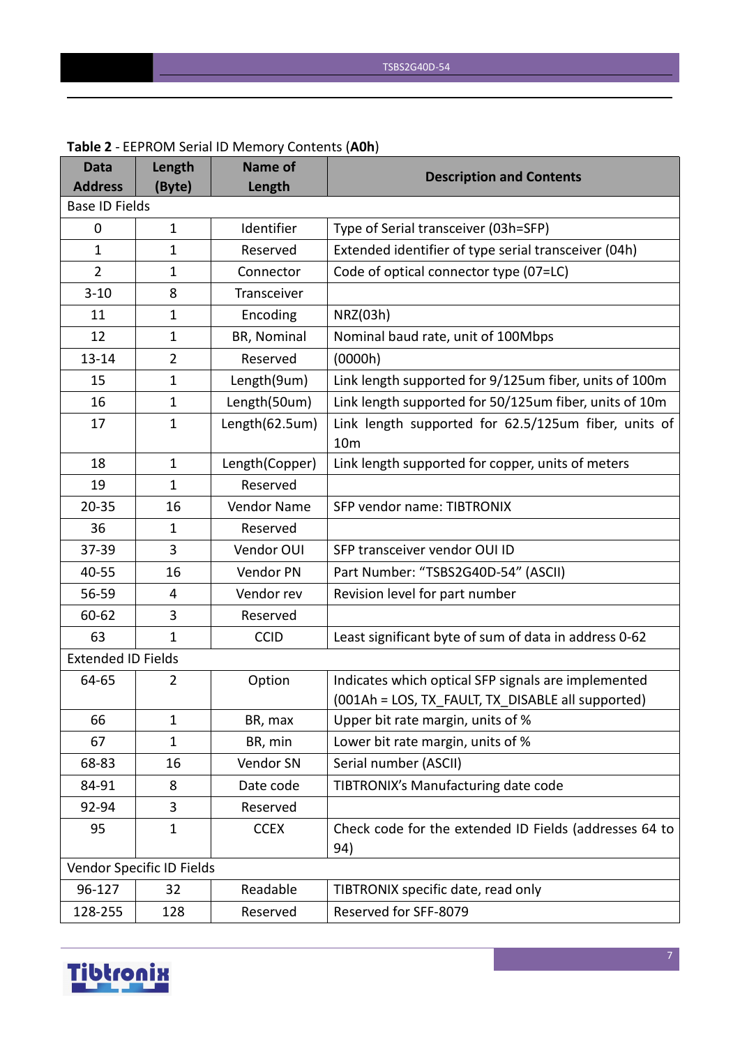**Table 2** - EEPROM Serial ID Memory Contents (**A0h**)

| Data Address | Length (Byte) | Name of Length | Description and Contents |
|---|---|---|---|
| Base ID Fields | | | |
| 0 | 1 | Identifier | Type of Serial transceiver (03h=SFP) |
| 1 | 1 | Reserved | Extended identifier of type serial transceiver (04h) |
| 2 | 1 | Connector | Code of optical connector type (07=LC) |
| 3-10 | 8 | Transceiver | |
| 11 | 1 | Encoding | NRZ(03h) |
| 12 | 1 | BR, Nominal | Nominal baud rate, unit of 100Mbps |
| 13-14 | 2 | Reserved | (0000h) |
| 15 | 1 | Length(9um) | Link length supported for 9/125um fiber, units of 100m |
| 16 | 1 | Length(50um) | Link length supported for 50/125um fiber, units of 10m |
| 17 | 1 | Length(62.5um) | Link length supported for 62.5/125um fiber, units of 10m |
| 18 | 1 | Length(Copper) | Link length supported for copper, units of meters |
| 19 | 1 | Reserved | |
| 20-35 | 16 | Vendor Name | SFP vendor name: TIBTRONIX |
| 36 | 1 | Reserved | |
| 37-39 | 3 | Vendor OUI | SFP transceiver vendor OUI ID |
| 40-55 | 16 | Vendor PN | Part Number: "TSBS2G40D-54" (ASCII) |
| 56-59 | 4 | Vendor rev | Revision level for part number |
| 60-62 | 3 | Reserved | |
| 63 | 1 | CCID | Least significant byte of sum of data in address 0-62 |
| Extended ID Fields | | | |
| 64-65 | 2 | Option | Indicates which optical SFP signals are implemented (001Ah = LOS, TX_FAULT, TX_DISABLE all supported) |
| 66 | 1 | BR, max | Upper bit rate margin, units of % |
| 67 | 1 | BR, min | Lower bit rate margin, units of % |
| 68-83 | 16 | Vendor SN | Serial number (ASCII) |
| 84-91 | 8 | Date code | TIBTRONIX's Manufacturing date code |
| 92-94 | 3 | Reserved | |
| 95 | 1 | CCEX | Check code for the extended ID Fields (addresses 64 to 94) |
| Vendor Specific ID Fields | | | |
| 96-127 | 32 | Readable | TIBTRONIX specific date, read only |
| 128-255 | 128 | Reserved | Reserved for SFF-8079 |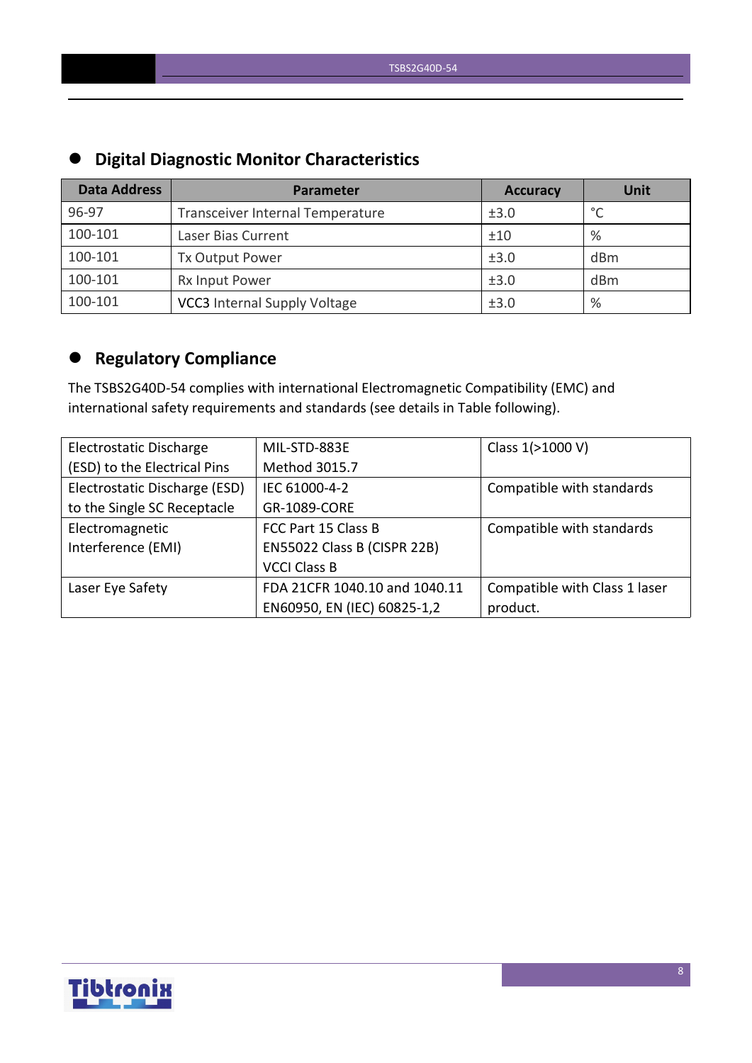## Digital Diagnostic Monitor Characteristics

| Data Address | Parameter | Accuracy | Unit |
|---|---|---|---|
| 96-97 | Transceiver Internal Temperature | ±3.0 | °C |
| 100-101 | Laser Bias Current | ±10 | % |
| 100-101 | Tx Output Power | ±3.0 | dBm |
| 100-101 | Rx Input Power | ±3.0 | dBm |
| 100-101 | VCC3 Internal Supply Voltage | ±3.0 | % |

## Regulatory Compliance

The TSBS2G40D-54 complies with international Electromagnetic Compatibility (EMC) and international safety requirements and standards (see details in Table following).

| | | |
|---|---|---|
| Electrostatic Discharge (ESD) to the Electrical Pins | MIL-STD-883E Method 3015.7 | Class 1(>1000 V) |
| Electrostatic Discharge (ESD) to the Single SC Receptacle | IEC 61000-4-2 GR-1089-CORE | Compatible with standards |
| Electromagnetic Interference (EMI) | FCC Part 15 Class B EN55022 Class B (CISPR 22B) VCCI Class B | Compatible with standards |
| Laser Eye Safety | FDA 21CFR 1040.10 and 1040.11 EN60950, EN (IEC) 60825-1,2 | Compatible with Class 1 laser product. |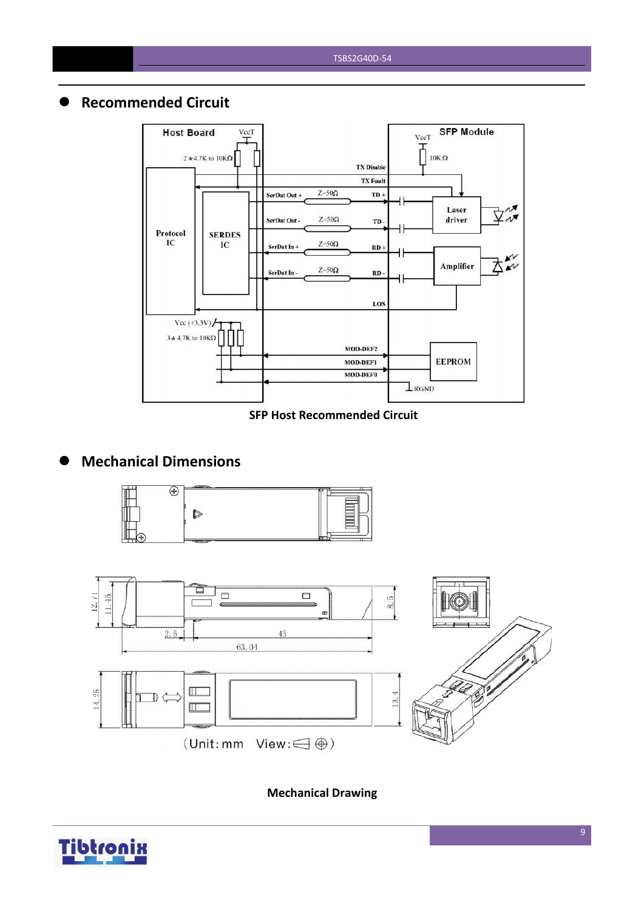## Recommended Circuit

SFP Host Recommended Circuit

## Mechanical Dimensions

Mechanical Drawing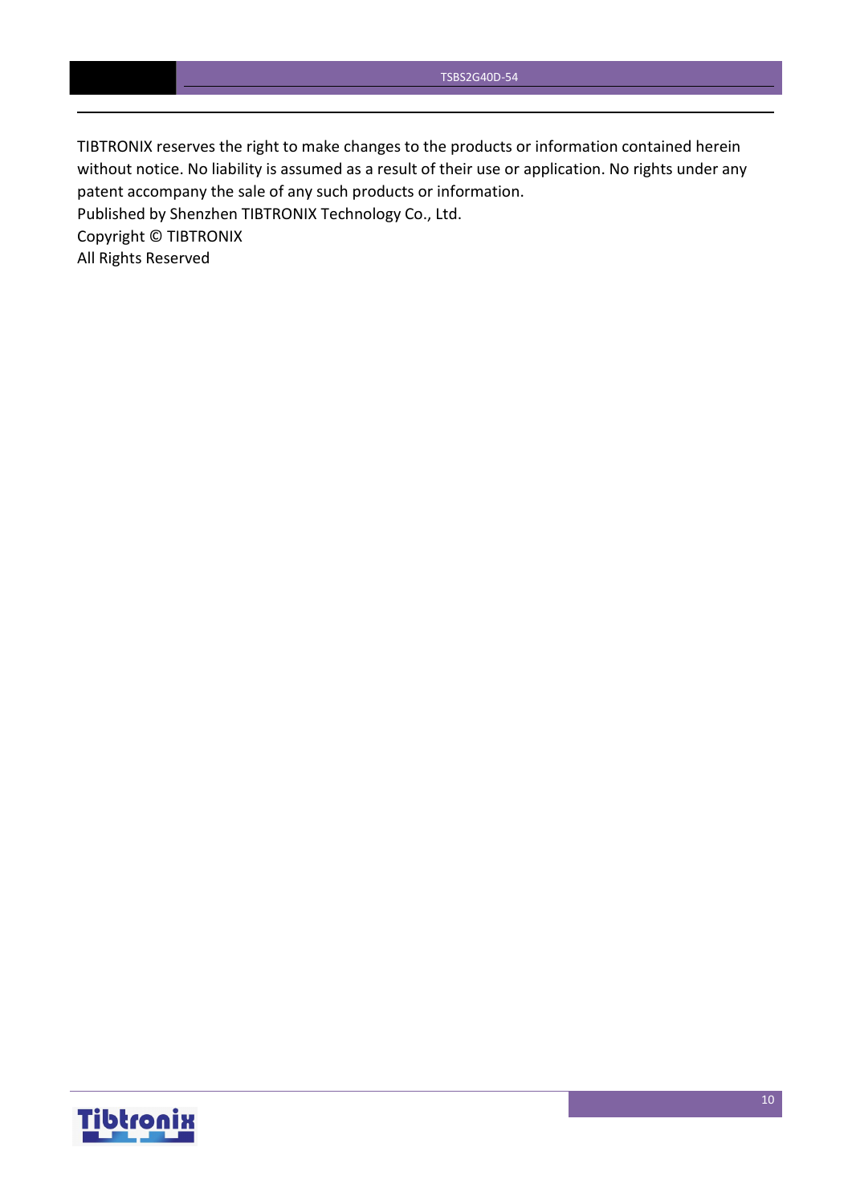TIBTRONIX reserves the right to make changes to the products or information contained herein without notice. No liability is assumed as a result of their use or application. No rights under any patent accompany the sale of any such products or information.
Published by Shenzhen TIBTRONIX Technology Co., Ltd.
Copyright © TIBTRONIX
All Rights Reserved